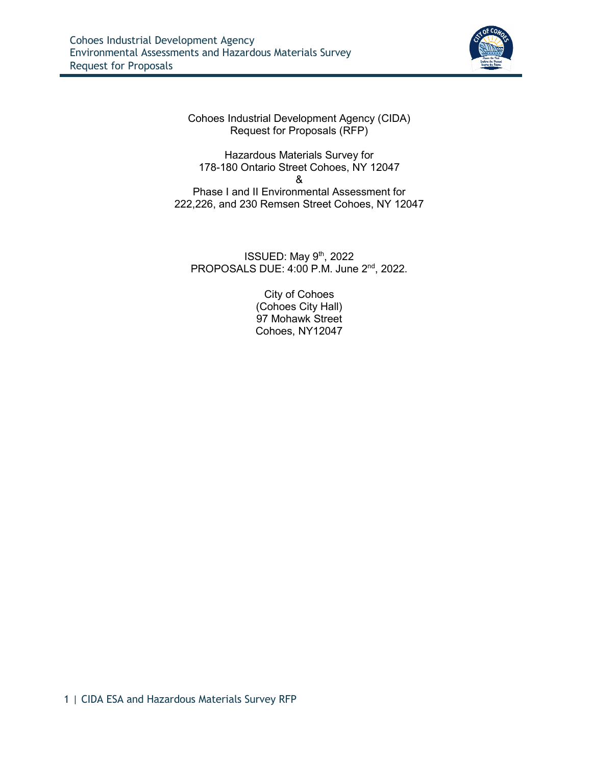Cohoes Industrial Development Agency (CIDA)
Request for Proposals (RFP)

Hazardous Materials Survey for
178-180 Ontario Street Cohoes, NY 12047
&
Phase I and II Environmental Assessment for
222,226, and 230 Remsen Street Cohoes, NY 12047

ISSUED: May 9th, 2022
PROPOSALS DUE: 4:00 P.M. June 2nd, 2022.

City of Cohoes
(Cohoes City Hall)
97 Mohawk Street
Cohoes, NY12047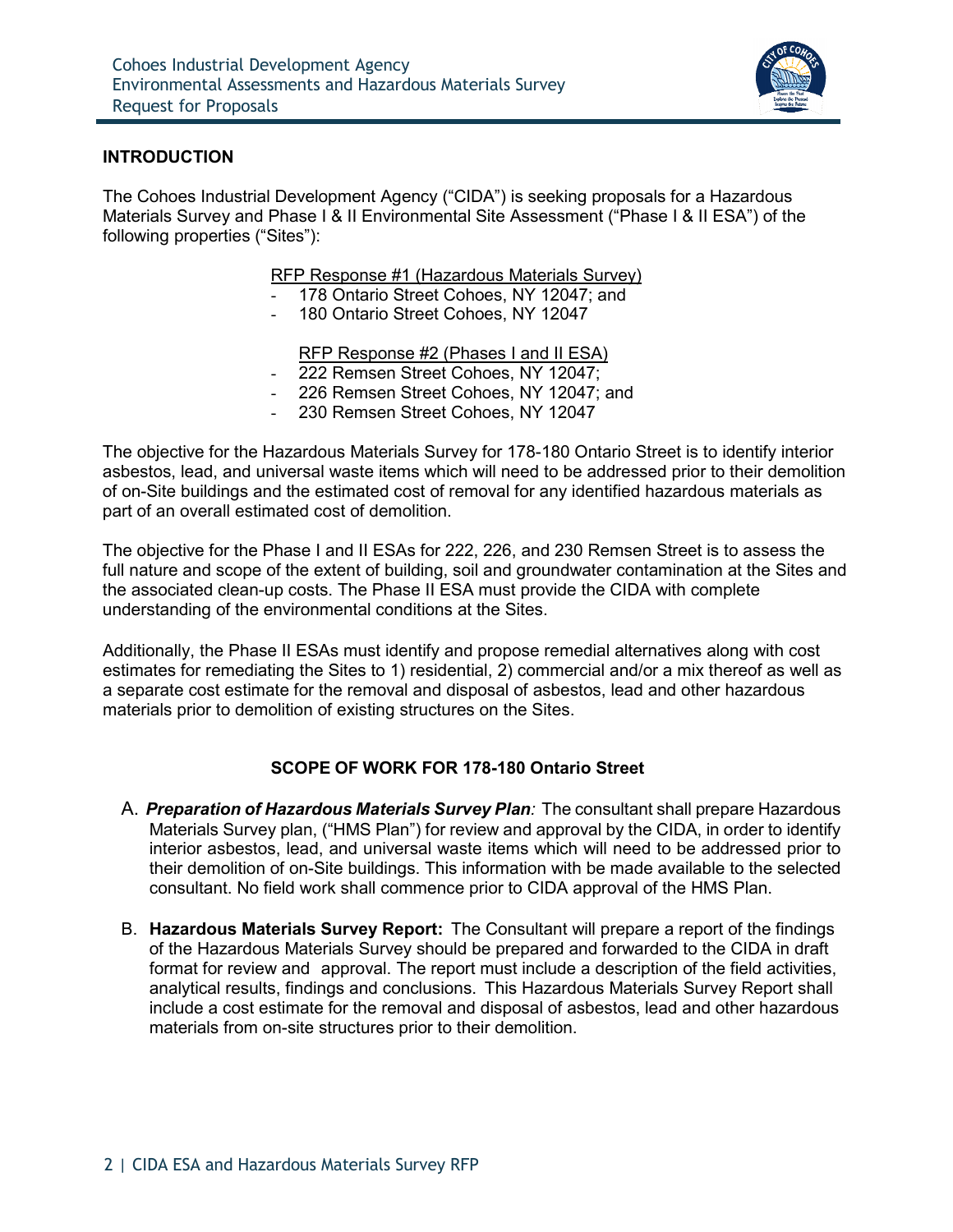## INTRODUCTION

The Cohoes Industrial Development Agency ("CIDA") is seeking proposals for a Hazardous Materials Survey and Phase I & II Environmental Site Assessment ("Phase I & II ESA") of the following properties ("Sites"):

RFP Response #1 (Hazardous Materials Survey)

- 178 Ontario Street Cohoes, NY 12047; and
- 180 Ontario Street Cohoes, NY 12047

RFP Response #2 (Phases I and II ESA)

- 222 Remsen Street Cohoes, NY 12047;
- 226 Remsen Street Cohoes, NY 12047; and
- 230 Remsen Street Cohoes, NY 12047

The objective for the Hazardous Materials Survey for 178-180 Ontario Street is to identify interior asbestos, lead, and universal waste items which will need to be addressed prior to their demolition of on-Site buildings and the estimated cost of removal for any identified hazardous materials as part of an overall estimated cost of demolition.

The objective for the Phase I and II ESAs for 222, 226, and 230 Remsen Street is to assess the full nature and scope of the extent of building, soil and groundwater contamination at the Sites and the associated clean-up costs. The Phase II ESA must provide the CIDA with complete understanding of the environmental conditions at the Sites.

Additionally, the Phase II ESAs must identify and propose remedial alternatives along with cost estimates for remediating the Sites to 1) residential, 2) commercial and/or a mix thereof as well as a separate cost estimate for the removal and disposal of asbestos, lead and other hazardous materials prior to demolition of existing structures on the Sites.

## SCOPE OF WORK FOR 178-180 Ontario Street

A. ***Preparation of Hazardous Materials Survey Plan**:* The consultant shall prepare Hazardous Materials Survey plan, ("HMS Plan") for review and approval by the CIDA, in order to identify interior asbestos, lead, and universal waste items which will need to be addressed prior to their demolition of on-Site buildings. This information with be made available to the selected consultant. No field work shall commence prior to CIDA approval of the HMS Plan.

B. **Hazardous Materials Survey Report:** The Consultant will prepare a report of the findings of the Hazardous Materials Survey should be prepared and forwarded to the CIDA in draft format for review and approval. The report must include a description of the field activities, analytical results, findings and conclusions. This Hazardous Materials Survey Report shall include a cost estimate for the removal and disposal of asbestos, lead and other hazardous materials from on-site structures prior to their demolition.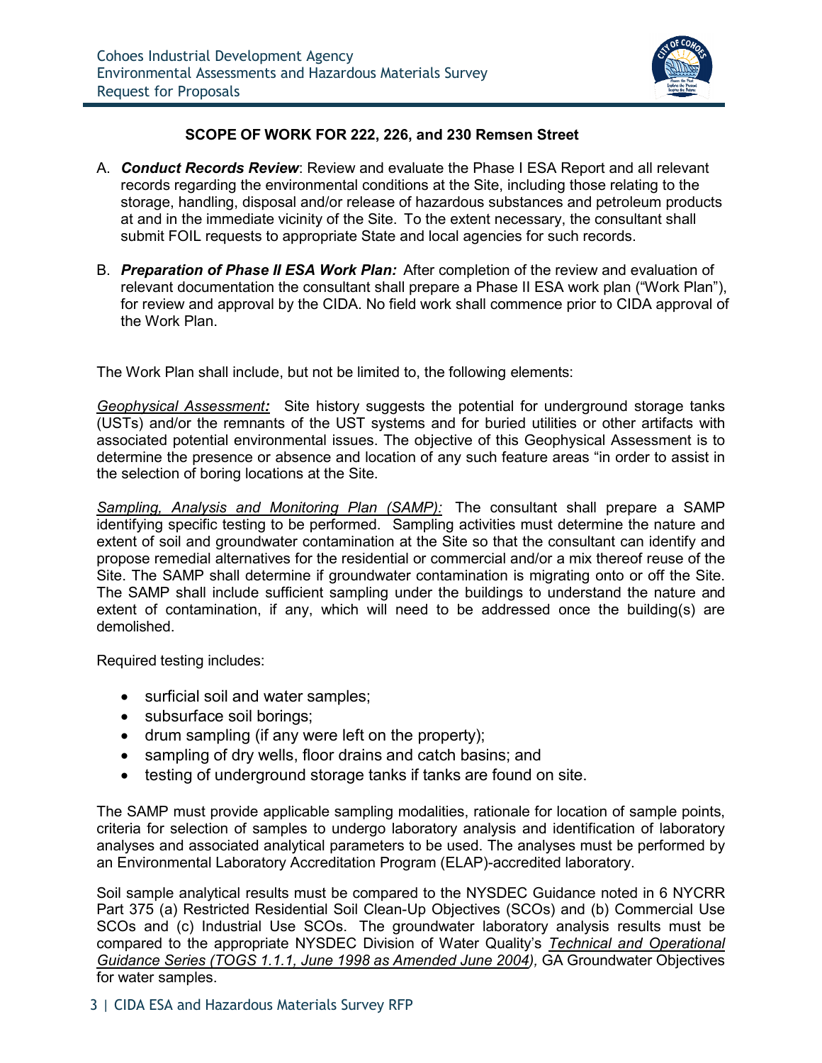## SCOPE OF WORK FOR 222, 226, and 230 Remsen Street

A. ***Conduct Records Review***: Review and evaluate the Phase I ESA Report and all relevant records regarding the environmental conditions at the Site, including those relating to the storage, handling, disposal and/or release of hazardous substances and petroleum products at and in the immediate vicinity of the Site. To the extent necessary, the consultant shall submit FOIL requests to appropriate State and local agencies for such records.

B. ***Preparation of Phase II ESA Work Plan:*** After completion of the review and evaluation of relevant documentation the consultant shall prepare a Phase II ESA work plan ("Work Plan"), for review and approval by the CIDA. No field work shall commence prior to CIDA approval of the Work Plan.

The Work Plan shall include, but not be limited to, the following elements:

*Geophysical Assessment:* Site history suggests the potential for underground storage tanks (USTs) and/or the remnants of the UST systems and for buried utilities or other artifacts with associated potential environmental issues. The objective of this Geophysical Assessment is to determine the presence or absence and location of any such feature areas "in order to assist in the selection of boring locations at the Site.

*Sampling, Analysis and Monitoring Plan (SAMP):* The consultant shall prepare a SAMP identifying specific testing to be performed. Sampling activities must determine the nature and extent of soil and groundwater contamination at the Site so that the consultant can identify and propose remedial alternatives for the residential or commercial and/or a mix thereof reuse of the Site. The SAMP shall determine if groundwater contamination is migrating onto or off the Site. The SAMP shall include sufficient sampling under the buildings to understand the nature and extent of contamination, if any, which will need to be addressed once the building(s) are demolished.

Required testing includes:

- surficial soil and water samples;
- subsurface soil borings;
- drum sampling (if any were left on the property);
- sampling of dry wells, floor drains and catch basins; and
- testing of underground storage tanks if tanks are found on site.

The SAMP must provide applicable sampling modalities, rationale for location of sample points, criteria for selection of samples to undergo laboratory analysis and identification of laboratory analyses and associated analytical parameters to be used. The analyses must be performed by an Environmental Laboratory Accreditation Program (ELAP)-accredited laboratory.

Soil sample analytical results must be compared to the NYSDEC Guidance noted in 6 NYCRR Part 375 (a) Restricted Residential Soil Clean-Up Objectives (SCOs) and (b) Commercial Use SCOs and (c) Industrial Use SCOs. The groundwater laboratory analysis results must be compared to the appropriate NYSDEC Division of Water Quality's *Technical and Operational Guidance Series (TOGS 1.1.1, June 1998 as Amended June 2004),* GA Groundwater Objectives for water samples.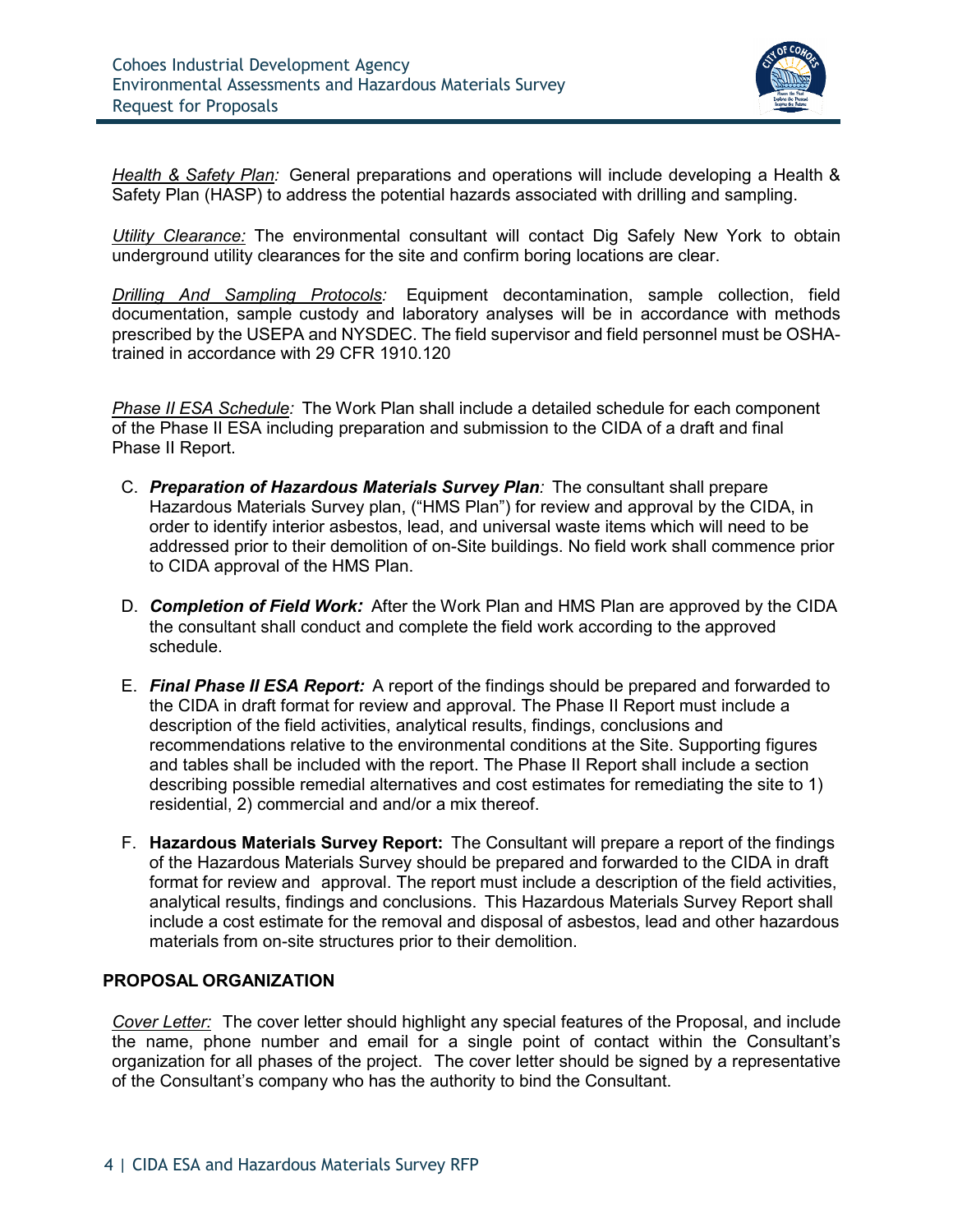*<u>Health & Safety Plan</u>:* General preparations and operations will include developing a Health & Safety Plan (HASP) to address the potential hazards associated with drilling and sampling.

*<u>Utility Clearance:</u>* The environmental consultant will contact Dig Safely New York to obtain underground utility clearances for the site and confirm boring locations are clear.

*<u>Drilling And Sampling Protocols</u>:* Equipment decontamination, sample collection, field documentation, sample custody and laboratory analyses will be in accordance with methods prescribed by the USEPA and NYSDEC. The field supervisor and field personnel must be OSHA-trained in accordance with 29 CFR 1910.120

*<u>Phase II ESA Schedule</u>:* The Work Plan shall include a detailed schedule for each component of the Phase II ESA including preparation and submission to the CIDA of a draft and final Phase II Report.

C. ***Preparation of Hazardous Materials Survey Plan**:* The consultant shall prepare Hazardous Materials Survey plan, ("HMS Plan") for review and approval by the CIDA, in order to identify interior asbestos, lead, and universal waste items which will need to be addressed prior to their demolition of on-Site buildings. No field work shall commence prior to CIDA approval of the HMS Plan.

D. ***Completion of Field Work:*** After the Work Plan and HMS Plan are approved by the CIDA the consultant shall conduct and complete the field work according to the approved schedule.

E. ***Final Phase II ESA Report:*** A report of the findings should be prepared and forwarded to the CIDA in draft format for review and approval. The Phase II Report must include a description of the field activities, analytical results, findings, conclusions and recommendations relative to the environmental conditions at the Site. Supporting figures and tables shall be included with the report. The Phase II Report shall include a section describing possible remedial alternatives and cost estimates for remediating the site to 1) residential, 2) commercial and and/or a mix thereof.

F. **Hazardous Materials Survey Report:** The Consultant will prepare a report of the findings of the Hazardous Materials Survey should be prepared and forwarded to the CIDA in draft format for review and approval. The report must include a description of the field activities, analytical results, findings and conclusions. This Hazardous Materials Survey Report shall include a cost estimate for the removal and disposal of asbestos, lead and other hazardous materials from on-site structures prior to their demolition.

## PROPOSAL ORGANIZATION

*<u>Cover Letter:</u>* The cover letter should highlight any special features of the Proposal, and include the name, phone number and email for a single point of contact within the Consultant's organization for all phases of the project. The cover letter should be signed by a representative of the Consultant's company who has the authority to bind the Consultant.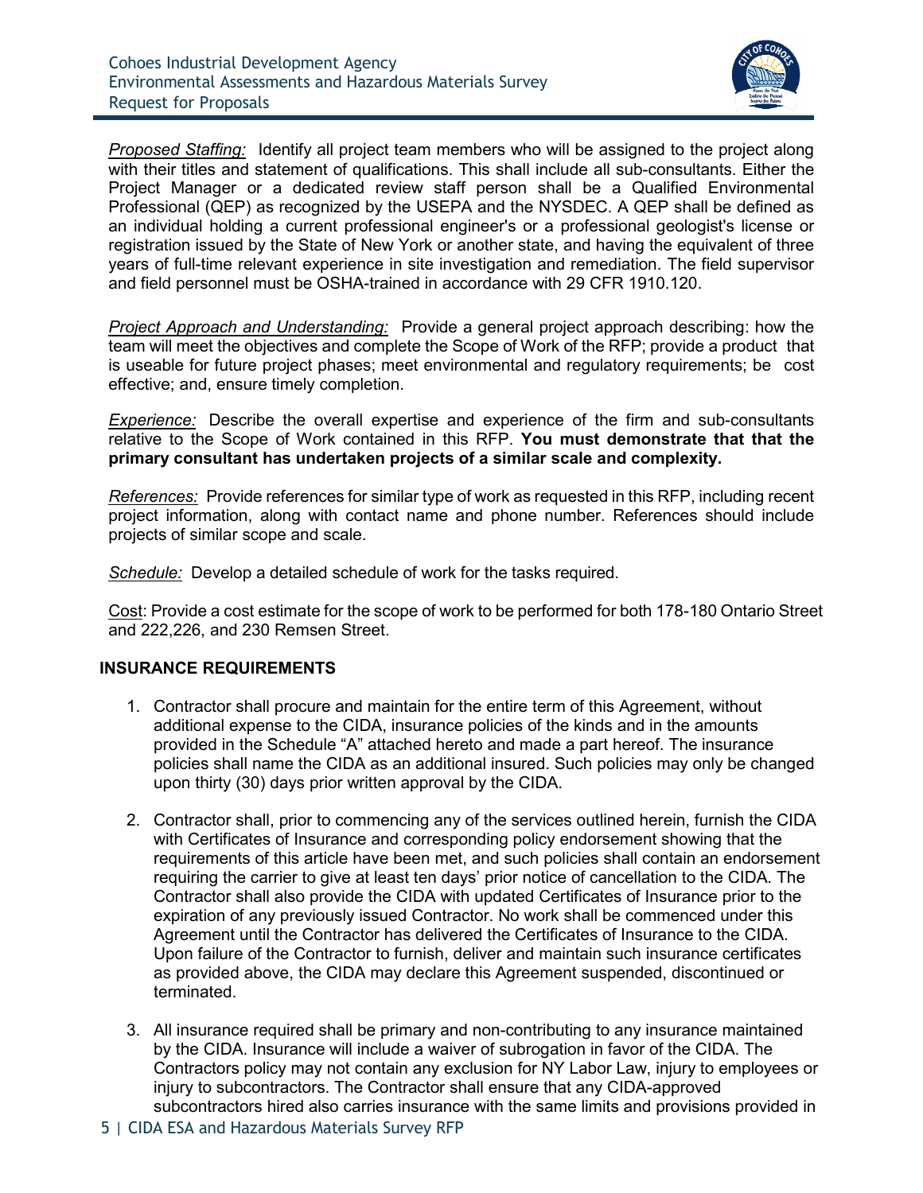*Proposed Staffing:* Identify all project team members who will be assigned to the project along with their titles and statement of qualifications. This shall include all sub-consultants. Either the Project Manager or a dedicated review staff person shall be a Qualified Environmental Professional (QEP) as recognized by the USEPA and the NYSDEC. A QEP shall be defined as an individual holding a current professional engineer's or a professional geologist's license or registration issued by the State of New York or another state, and having the equivalent of three years of full-time relevant experience in site investigation and remediation. The field supervisor and field personnel must be OSHA-trained in accordance with 29 CFR 1910.120.

*Project Approach and Understanding:* Provide a general project approach describing: how the team will meet the objectives and complete the Scope of Work of the RFP; provide a product that is useable for future project phases; meet environmental and regulatory requirements; be cost effective; and, ensure timely completion.

*Experience:* Describe the overall expertise and experience of the firm and sub-consultants relative to the Scope of Work contained in this RFP. **You must demonstrate that that the primary consultant has undertaken projects of a similar scale and complexity.**

*References:* Provide references for similar type of work as requested in this RFP, including recent project information, along with contact name and phone number. References should include projects of similar scope and scale.

*Schedule:* Develop a detailed schedule of work for the tasks required.

Cost: Provide a cost estimate for the scope of work to be performed for both 178-180 Ontario Street and 222,226, and 230 Remsen Street.

## INSURANCE REQUIREMENTS

1. Contractor shall procure and maintain for the entire term of this Agreement, without additional expense to the CIDA, insurance policies of the kinds and in the amounts provided in the Schedule "A" attached hereto and made a part hereof. The insurance policies shall name the CIDA as an additional insured. Such policies may only be changed upon thirty (30) days prior written approval by the CIDA.

2. Contractor shall, prior to commencing any of the services outlined herein, furnish the CIDA with Certificates of Insurance and corresponding policy endorsement showing that the requirements of this article have been met, and such policies shall contain an endorsement requiring the carrier to give at least ten days' prior notice of cancellation to the CIDA. The Contractor shall also provide the CIDA with updated Certificates of Insurance prior to the expiration of any previously issued Contractor. No work shall be commenced under this Agreement until the Contractor has delivered the Certificates of Insurance to the CIDA. Upon failure of the Contractor to furnish, deliver and maintain such insurance certificates as provided above, the CIDA may declare this Agreement suspended, discontinued or terminated.

3. All insurance required shall be primary and non-contributing to any insurance maintained by the CIDA. Insurance will include a waiver of subrogation in favor of the CIDA. The Contractors policy may not contain any exclusion for NY Labor Law, injury to employees or injury to subcontractors. The Contractor shall ensure that any CIDA-approved subcontractors hired also carries insurance with the same limits and provisions provided in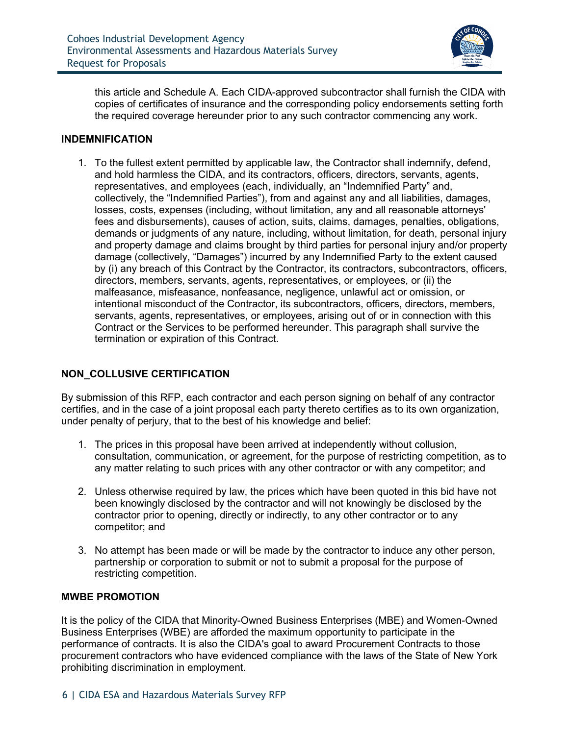this article and Schedule A. Each CIDA-approved subcontractor shall furnish the CIDA with copies of certificates of insurance and the corresponding policy endorsements setting forth the required coverage hereunder prior to any such contractor commencing any work.

**INDEMNIFICATION**

1. To the fullest extent permitted by applicable law, the Contractor shall indemnify, defend, and hold harmless the CIDA, and its contractors, officers, directors, servants, agents, representatives, and employees (each, individually, an "Indemnified Party" and, collectively, the "Indemnified Parties"), from and against any and all liabilities, damages, losses, costs, expenses (including, without limitation, any and all reasonable attorneys' fees and disbursements), causes of action, suits, claims, damages, penalties, obligations, demands or judgments of any nature, including, without limitation, for death, personal injury and property damage and claims brought by third parties for personal injury and/or property damage (collectively, "Damages") incurred by any Indemnified Party to the extent caused by (i) any breach of this Contract by the Contractor, its contractors, subcontractors, officers, directors, members, servants, agents, representatives, or employees, or (ii) the malfeasance, misfeasance, nonfeasance, negligence, unlawful act or omission, or intentional misconduct of the Contractor, its subcontractors, officers, directors, members, servants, agents, representatives, or employees, arising out of or in connection with this Contract or the Services to be performed hereunder. This paragraph shall survive the termination or expiration of this Contract.

**NON_COLLUSIVE CERTIFICATION**

By submission of this RFP, each contractor and each person signing on behalf of any contractor certifies, and in the case of a joint proposal each party thereto certifies as to its own organization, under penalty of perjury, that to the best of his knowledge and belief:

1. The prices in this proposal have been arrived at independently without collusion, consultation, communication, or agreement, for the purpose of restricting competition, as to any matter relating to such prices with any other contractor or with any competitor; and

2. Unless otherwise required by law, the prices which have been quoted in this bid have not been knowingly disclosed by the contractor and will not knowingly be disclosed by the contractor prior to opening, directly or indirectly, to any other contractor or to any competitor; and

3. No attempt has been made or will be made by the contractor to induce any other person, partnership or corporation to submit or not to submit a proposal for the purpose of restricting competition.

**MWBE PROMOTION**

It is the policy of the CIDA that Minority-Owned Business Enterprises (MBE) and Women-Owned Business Enterprises (WBE) are afforded the maximum opportunity to participate in the performance of contracts. It is also the CIDA's goal to award Procurement Contracts to those procurement contractors who have evidenced compliance with the laws of the State of New York prohibiting discrimination in employment.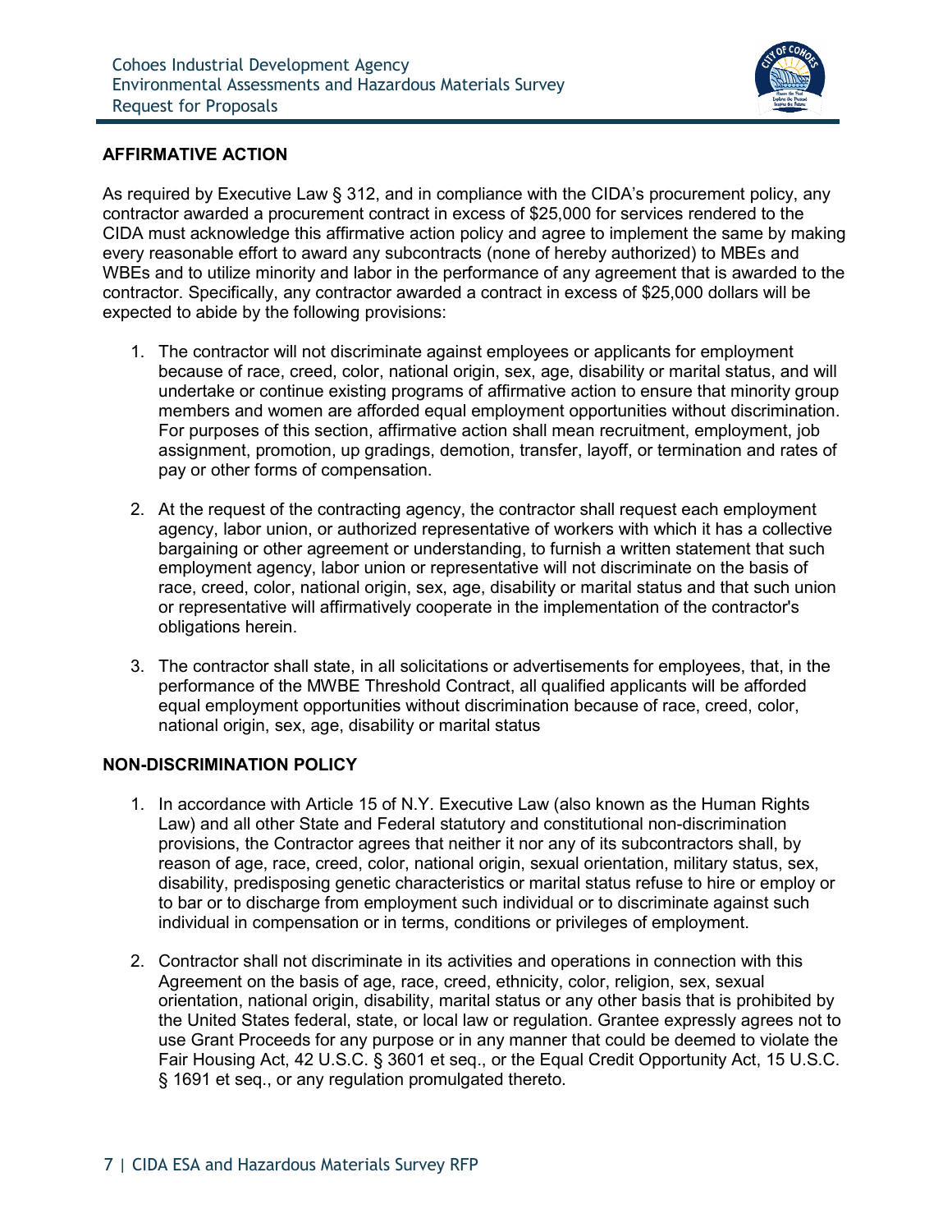## AFFIRMATIVE ACTION

As required by Executive Law § 312, and in compliance with the CIDA's procurement policy, any contractor awarded a procurement contract in excess of $25,000 for services rendered to the CIDA must acknowledge this affirmative action policy and agree to implement the same by making every reasonable effort to award any subcontracts (none of hereby authorized) to MBEs and WBEs and to utilize minority and labor in the performance of any agreement that is awarded to the contractor. Specifically, any contractor awarded a contract in excess of $25,000 dollars will be expected to abide by the following provisions:

1. The contractor will not discriminate against employees or applicants for employment because of race, creed, color, national origin, sex, age, disability or marital status, and will undertake or continue existing programs of affirmative action to ensure that minority group members and women are afforded equal employment opportunities without discrimination. For purposes of this section, affirmative action shall mean recruitment, employment, job assignment, promotion, up gradings, demotion, transfer, layoff, or termination and rates of pay or other forms of compensation.

2. At the request of the contracting agency, the contractor shall request each employment agency, labor union, or authorized representative of workers with which it has a collective bargaining or other agreement or understanding, to furnish a written statement that such employment agency, labor union or representative will not discriminate on the basis of race, creed, color, national origin, sex, age, disability or marital status and that such union or representative will affirmatively cooperate in the implementation of the contractor's obligations herein.

3. The contractor shall state, in all solicitations or advertisements for employees, that, in the performance of the MWBE Threshold Contract, all qualified applicants will be afforded equal employment opportunities without discrimination because of race, creed, color, national origin, sex, age, disability or marital status

## NON-DISCRIMINATION POLICY

1. In accordance with Article 15 of N.Y. Executive Law (also known as the Human Rights Law) and all other State and Federal statutory and constitutional non-discrimination provisions, the Contractor agrees that neither it nor any of its subcontractors shall, by reason of age, race, creed, color, national origin, sexual orientation, military status, sex, disability, predisposing genetic characteristics or marital status refuse to hire or employ or to bar or to discharge from employment such individual or to discriminate against such individual in compensation or in terms, conditions or privileges of employment.

2. Contractor shall not discriminate in its activities and operations in connection with this Agreement on the basis of age, race, creed, ethnicity, color, religion, sex, sexual orientation, national origin, disability, marital status or any other basis that is prohibited by the United States federal, state, or local law or regulation. Grantee expressly agrees not to use Grant Proceeds for any purpose or in any manner that could be deemed to violate the Fair Housing Act, 42 U.S.C. § 3601 et seq., or the Equal Credit Opportunity Act, 15 U.S.C. § 1691 et seq., or any regulation promulgated thereto.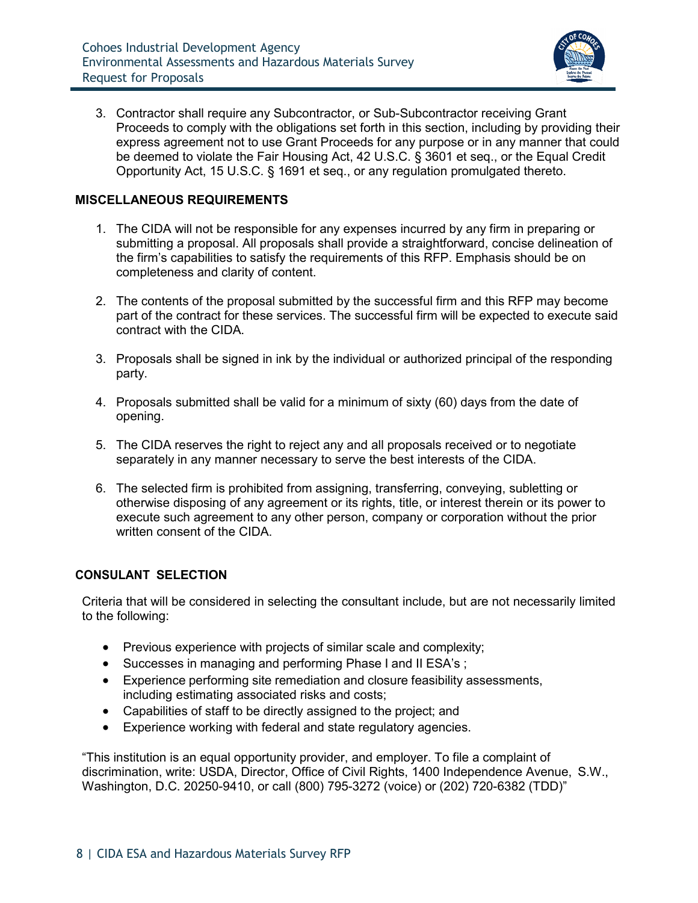3. Contractor shall require any Subcontractor, or Sub-Subcontractor receiving Grant Proceeds to comply with the obligations set forth in this section, including by providing their express agreement not to use Grant Proceeds for any purpose or in any manner that could be deemed to violate the Fair Housing Act, 42 U.S.C. § 3601 et seq., or the Equal Credit Opportunity Act, 15 U.S.C. § 1691 et seq., or any regulation promulgated thereto.

**MISCELLANEOUS REQUIREMENTS**

1. The CIDA will not be responsible for any expenses incurred by any firm in preparing or submitting a proposal. All proposals shall provide a straightforward, concise delineation of the firm's capabilities to satisfy the requirements of this RFP. Emphasis should be on completeness and clarity of content.

2. The contents of the proposal submitted by the successful firm and this RFP may become part of the contract for these services. The successful firm will be expected to execute said contract with the CIDA.

3. Proposals shall be signed in ink by the individual or authorized principal of the responding party.

4. Proposals submitted shall be valid for a minimum of sixty (60) days from the date of opening.

5. The CIDA reserves the right to reject any and all proposals received or to negotiate separately in any manner necessary to serve the best interests of the CIDA.

6. The selected firm is prohibited from assigning, transferring, conveying, subletting or otherwise disposing of any agreement or its rights, title, or interest therein or its power to execute such agreement to any other person, company or corporation without the prior written consent of the CIDA.

**CONSULANT SELECTION**

Criteria that will be considered in selecting the consultant include, but are not necessarily limited to the following:

- Previous experience with projects of similar scale and complexity;
- Successes in managing and performing Phase I and II ESA's ;
- Experience performing site remediation and closure feasibility assessments, including estimating associated risks and costs;
- Capabilities of staff to be directly assigned to the project; and
- Experience working with federal and state regulatory agencies.

"This institution is an equal opportunity provider, and employer. To file a complaint of discrimination, write: USDA, Director, Office of Civil Rights, 1400 Independence Avenue, S.W., Washington, D.C. 20250-9410, or call (800) 795-3272 (voice) or (202) 720-6382 (TDD)"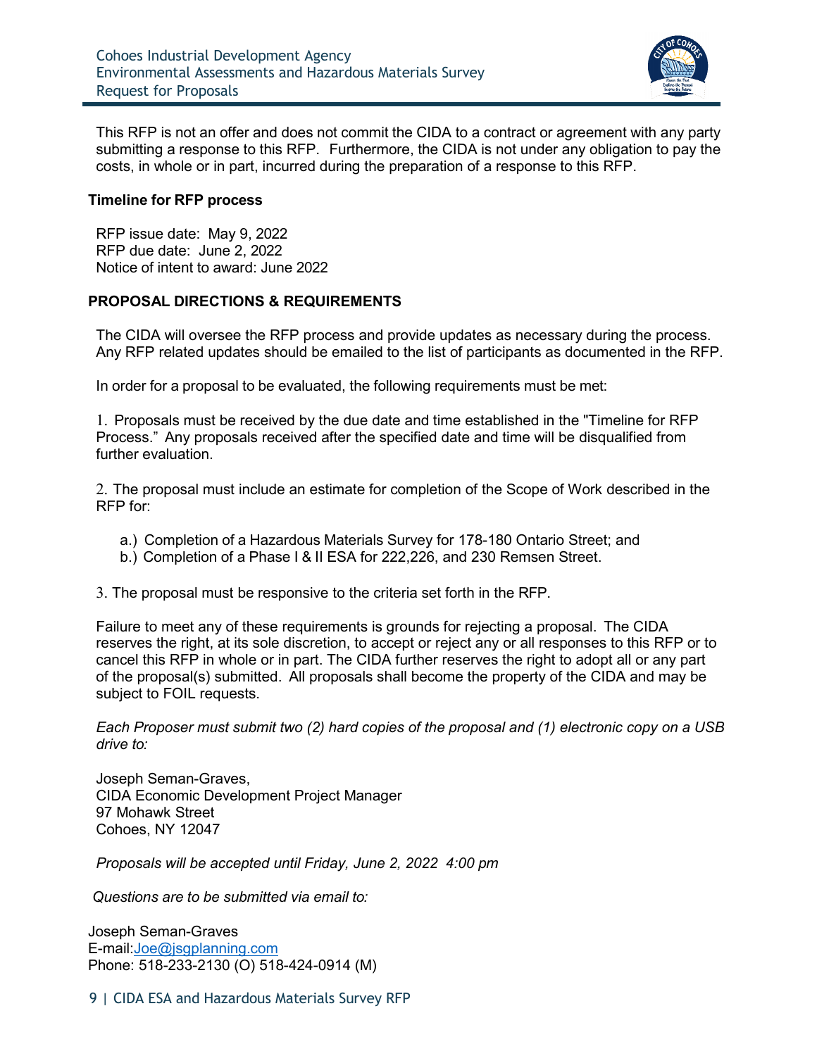This RFP is not an offer and does not commit the CIDA to a contract or agreement with any party submitting a response to this RFP. Furthermore, the CIDA is not under any obligation to pay the costs, in whole or in part, incurred during the preparation of a response to this RFP.

**Timeline for RFP process**

RFP issue date: May 9, 2022
RFP due date: June 2, 2022
Notice of intent to award: June 2022

**PROPOSAL DIRECTIONS & REQUIREMENTS**

The CIDA will oversee the RFP process and provide updates as necessary during the process. Any RFP related updates should be emailed to the list of participants as documented in the RFP.

In order for a proposal to be evaluated, the following requirements must be met:

1. Proposals must be received by the due date and time established in the "Timeline for RFP Process." Any proposals received after the specified date and time will be disqualified from further evaluation.

2. The proposal must include an estimate for completion of the Scope of Work described in the RFP for:

   a.) Completion of a Hazardous Materials Survey for 178-180 Ontario Street; and
   b.) Completion of a Phase I & II ESA for 222,226, and 230 Remsen Street.

3. The proposal must be responsive to the criteria set forth in the RFP.

Failure to meet any of these requirements is grounds for rejecting a proposal. The CIDA reserves the right, at its sole discretion, to accept or reject any or all responses to this RFP or to cancel this RFP in whole or in part. The CIDA further reserves the right to adopt all or any part of the proposal(s) submitted. All proposals shall become the property of the CIDA and may be subject to FOIL requests.

*Each Proposer must submit two (2) hard copies of the proposal and (1) electronic copy on a USB drive to:*

Joseph Seman-Graves,
CIDA Economic Development Project Manager
97 Mohawk Street
Cohoes, NY 12047

*Proposals will be accepted until Friday, June 2, 2022 4:00 pm*

*Questions are to be submitted via email to:*

Joseph Seman-Graves
E-mail:Joe@jsgplanning.com
Phone: 518-233-2130 (O) 518-424-0914 (M)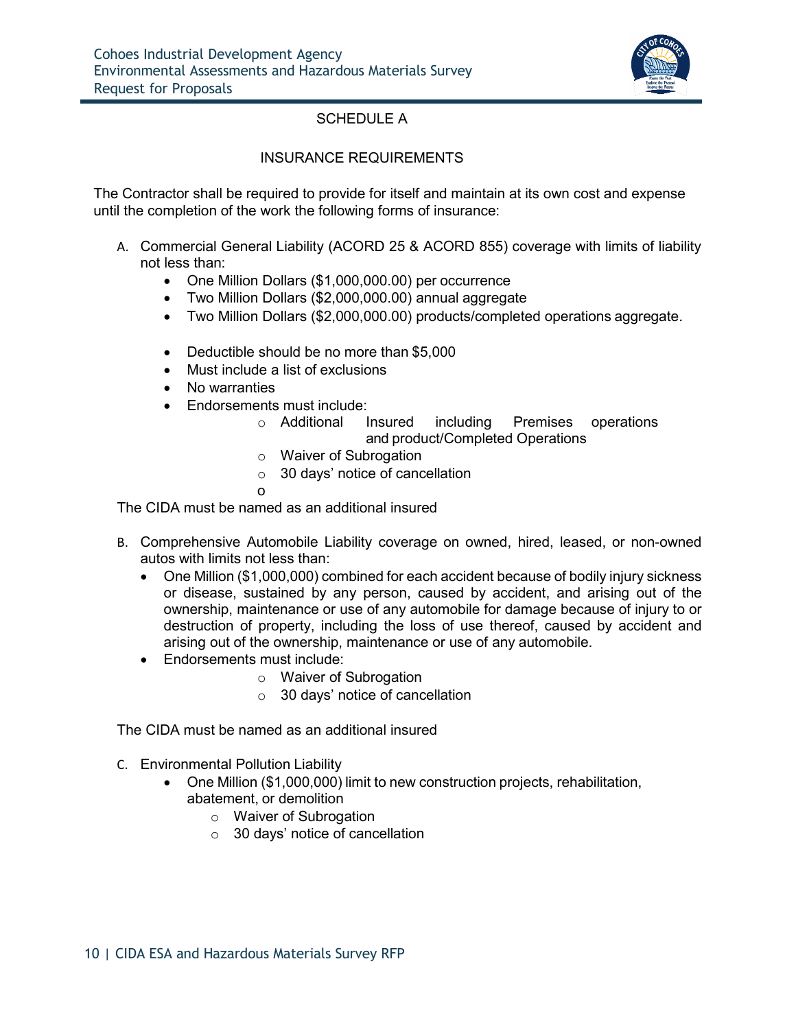## SCHEDULE A

## INSURANCE REQUIREMENTS

The Contractor shall be required to provide for itself and maintain at its own cost and expense until the completion of the work the following forms of insurance:

A. Commercial General Liability (ACORD 25 & ACORD 855) coverage with limits of liability not less than:
   - One Million Dollars ($1,000,000.00) per occurrence
   - Two Million Dollars ($2,000,000.00) annual aggregate
   - Two Million Dollars ($2,000,000.00) products/completed operations aggregate.

   - Deductible should be no more than $5,000
   - Must include a list of exclusions
   - No warranties
   - Endorsements must include:
     - Additional Insured including Premises operations and product/Completed Operations
     - Waiver of Subrogation
     - 30 days' notice of cancellation
     - 

The CIDA must be named as an additional insured

B. Comprehensive Automobile Liability coverage on owned, hired, leased, or non-owned autos with limits not less than:
   - One Million ($1,000,000) combined for each accident because of bodily injury sickness or disease, sustained by any person, caused by accident, and arising out of the ownership, maintenance or use of any automobile for damage because of injury to or destruction of property, including the loss of use thereof, caused by accident and arising out of the ownership, maintenance or use of any automobile.
   - Endorsements must include:
     - Waiver of Subrogation
     - 30 days' notice of cancellation

The CIDA must be named as an additional insured

C. Environmental Pollution Liability
   - One Million ($1,000,000) limit to new construction projects, rehabilitation, abatement, or demolition
     - Waiver of Subrogation
     - 30 days' notice of cancellation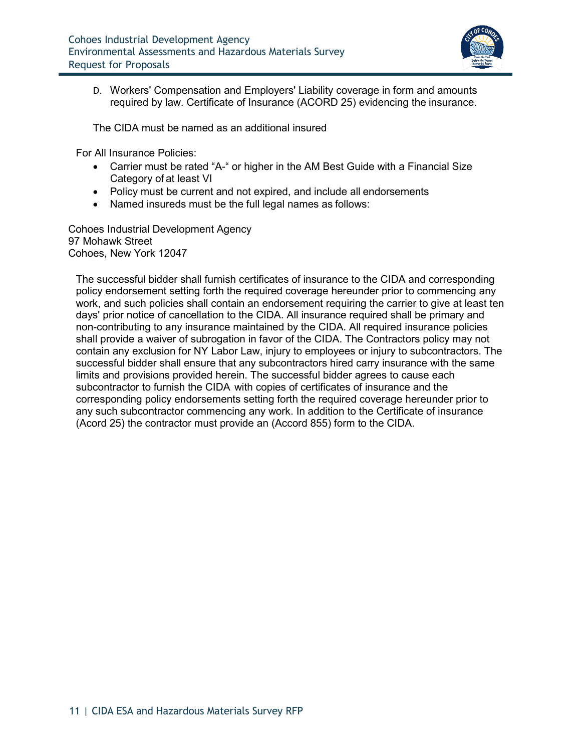D. Workers' Compensation and Employers' Liability coverage in form and amounts required by law. Certificate of Insurance (ACORD 25) evidencing the insurance.

The CIDA must be named as an additional insured

For All Insurance Policies:

- Carrier must be rated "A-" or higher in the AM Best Guide with a Financial Size Category of at least VI
- Policy must be current and not expired, and include all endorsements
- Named insureds must be the full legal names as follows:

Cohoes Industrial Development Agency
97 Mohawk Street
Cohoes, New York 12047

The successful bidder shall furnish certificates of insurance to the CIDA and corresponding policy endorsement setting forth the required coverage hereunder prior to commencing any work, and such policies shall contain an endorsement requiring the carrier to give at least ten days' prior notice of cancellation to the CIDA. All insurance required shall be primary and non-contributing to any insurance maintained by the CIDA. All required insurance policies shall provide a waiver of subrogation in favor of the CIDA. The Contractors policy may not contain any exclusion for NY Labor Law, injury to employees or injury to subcontractors. The successful bidder shall ensure that any subcontractors hired carry insurance with the same limits and provisions provided herein. The successful bidder agrees to cause each subcontractor to furnish the CIDA with copies of certificates of insurance and the corresponding policy endorsements setting forth the required coverage hereunder prior to any such subcontractor commencing any work. In addition to the Certificate of insurance (Acord 25) the contractor must provide an (Accord 855) form to the CIDA.